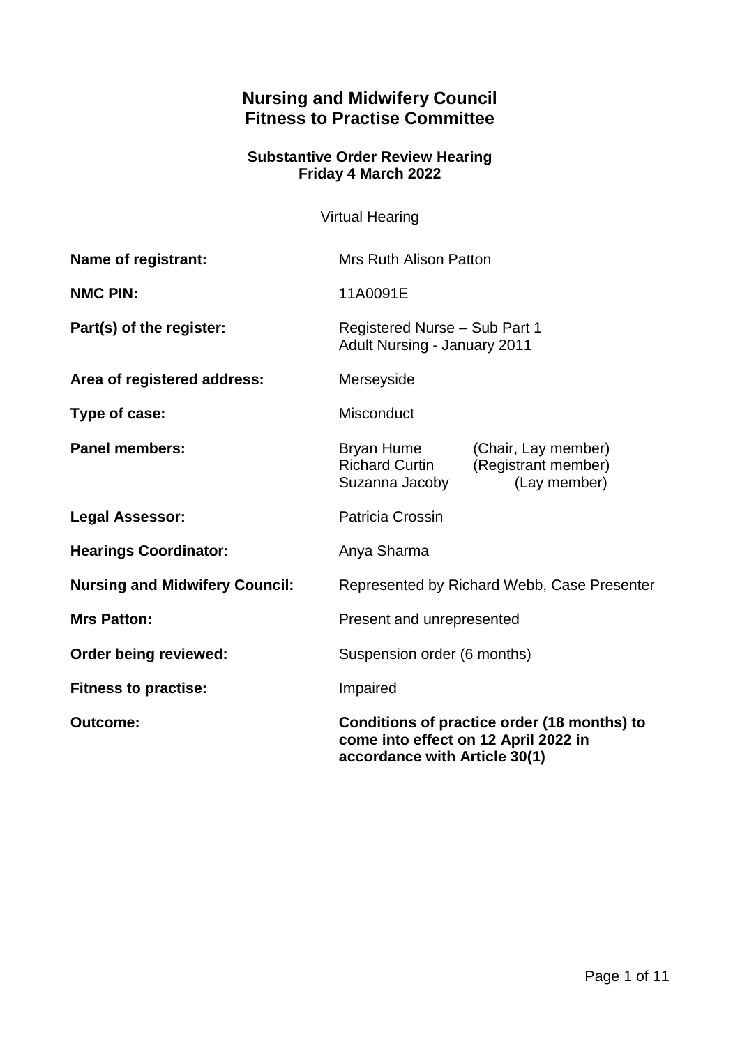# Nursing and Midwifery Council
# Fitness to Practise Committee

### Substantive Order Review Hearing
### Friday 4 March 2022

Virtual Hearing

| | |
|---|---|
| **Name of registrant:** | Mrs Ruth Alison Patton |
| **NMC PIN:** | 11A0091E |
| **Part(s) of the register:** | Registered Nurse – Sub Part 1<br>Adult Nursing - January 2011 |
| **Area of registered address:** | Merseyside |
| **Type of case:** | Misconduct |
| **Panel members:** | Bryan Hume (Chair, Lay member)<br>Richard Curtin (Registrant member)<br>Suzanna Jacoby (Lay member) |
| **Legal Assessor:** | Patricia Crossin |
| **Hearings Coordinator:** | Anya Sharma |
| **Nursing and Midwifery Council:** | Represented by Richard Webb, Case Presenter |
| **Mrs Patton:** | Present and unrepresented |
| **Order being reviewed:** | Suspension order (6 months) |
| **Fitness to practise:** | Impaired |
| **Outcome:** | **Conditions of practice order (18 months) to come into effect on 12 April 2022 in accordance with Article 30(1)** |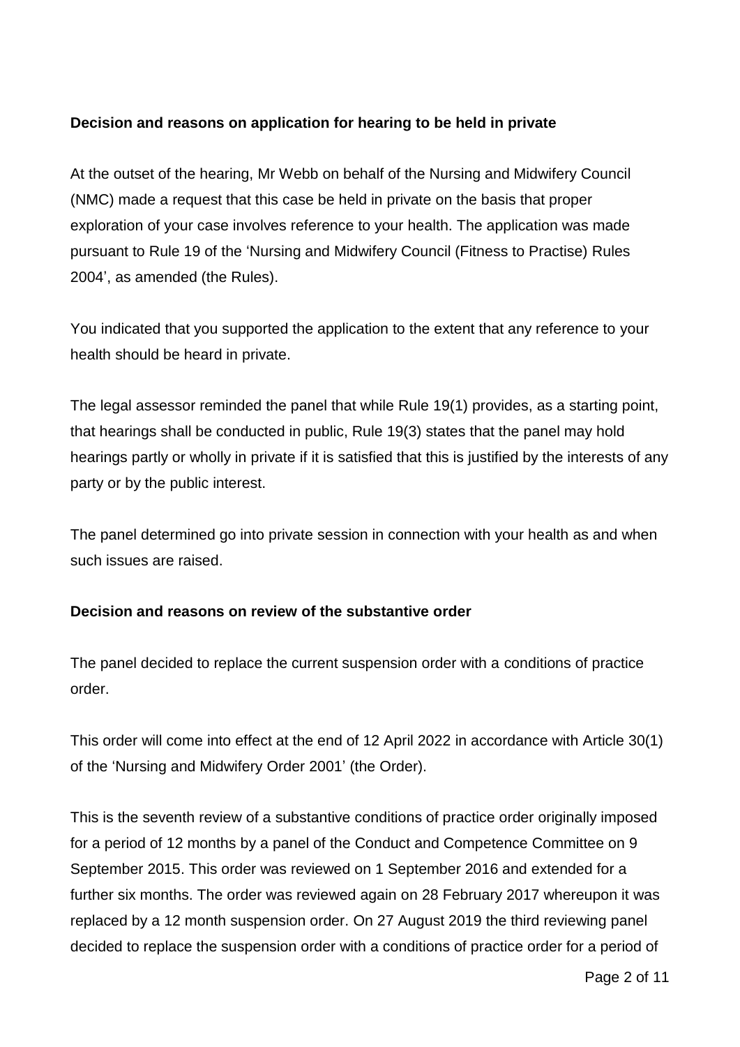**Decision and reasons on application for hearing to be held in private**

At the outset of the hearing, Mr Webb on behalf of the Nursing and Midwifery Council (NMC) made a request that this case be held in private on the basis that proper exploration of your case involves reference to your health. The application was made pursuant to Rule 19 of the 'Nursing and Midwifery Council (Fitness to Practise) Rules 2004', as amended (the Rules).

You indicated that you supported the application to the extent that any reference to your health should be heard in private.

The legal assessor reminded the panel that while Rule 19(1) provides, as a starting point, that hearings shall be conducted in public, Rule 19(3) states that the panel may hold hearings partly or wholly in private if it is satisfied that this is justified by the interests of any party or by the public interest.

The panel determined go into private session in connection with your health as and when such issues are raised.

**Decision and reasons on review of the substantive order**

The panel decided to replace the current suspension order with a conditions of practice order.

This order will come into effect at the end of 12 April 2022 in accordance with Article 30(1) of the 'Nursing and Midwifery Order 2001' (the Order).

This is the seventh review of a substantive conditions of practice order originally imposed for a period of 12 months by a panel of the Conduct and Competence Committee on 9 September 2015. This order was reviewed on 1 September 2016 and extended for a further six months. The order was reviewed again on 28 February 2017 whereupon it was replaced by a 12 month suspension order. On 27 August 2019 the third reviewing panel decided to replace the suspension order with a conditions of practice order for a period of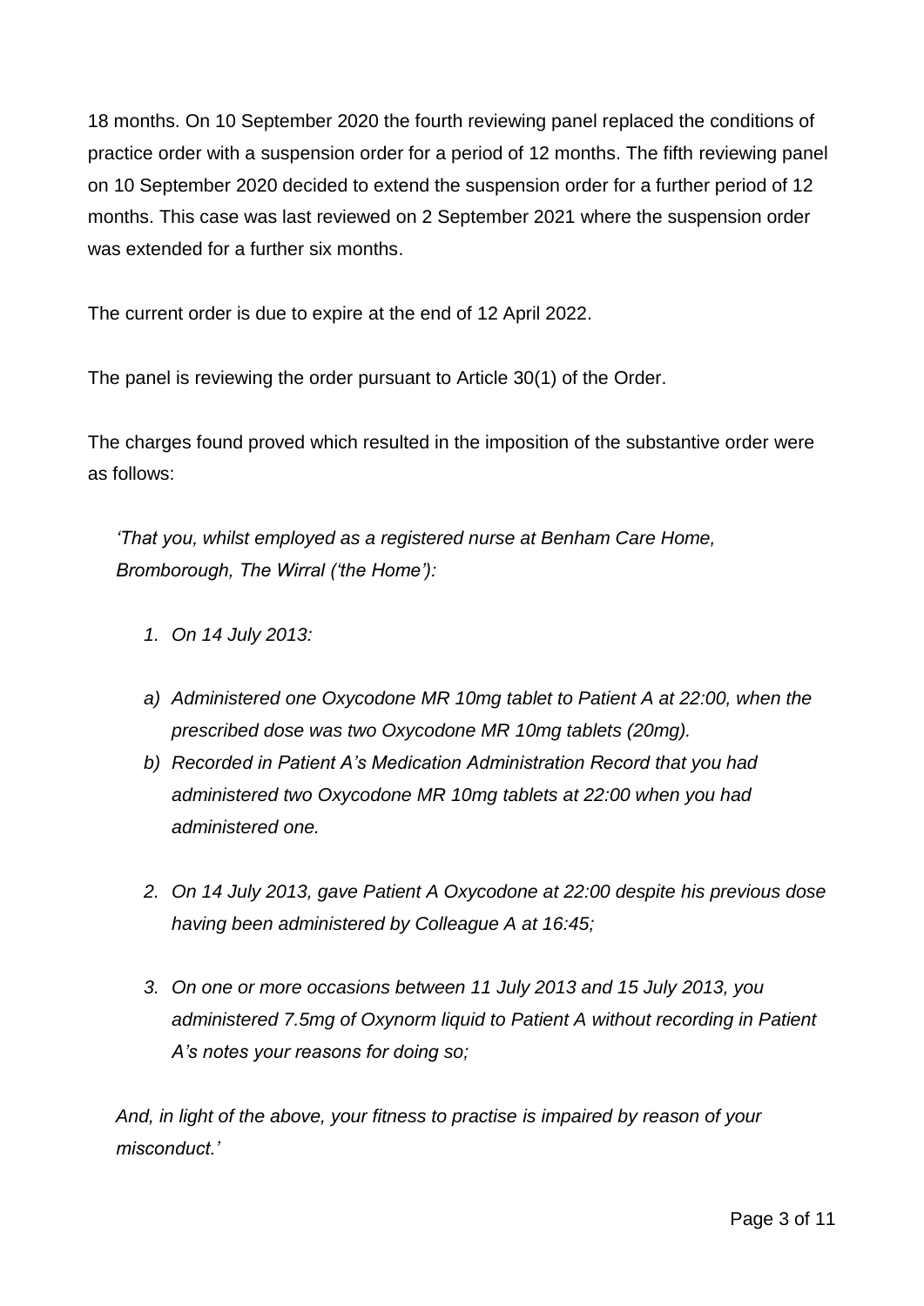18 months. On 10 September 2020 the fourth reviewing panel replaced the conditions of practice order with a suspension order for a period of 12 months. The fifth reviewing panel on 10 September 2020 decided to extend the suspension order for a further period of 12 months. This case was last reviewed on 2 September 2021 where the suspension order was extended for a further six months.

The current order is due to expire at the end of 12 April 2022.

The panel is reviewing the order pursuant to Article 30(1) of the Order.

The charges found proved which resulted in the imposition of the substantive order were as follows:

> *'That you, whilst employed as a registered nurse at Benham Care Home, Bromborough, The Wirral ('the Home'):*
>
> 1. *On 14 July 2013:*
>
>    a) *Administered one Oxycodone MR 10mg tablet to Patient A at 22:00, when the prescribed dose was two Oxycodone MR 10mg tablets (20mg).*
>
>    b) *Recorded in Patient A's Medication Administration Record that you had administered two Oxycodone MR 10mg tablets at 22:00 when you had administered one.*
>
> 2. *On 14 July 2013, gave Patient A Oxycodone at 22:00 despite his previous dose having been administered by Colleague A at 16:45;*
>
> 3. *On one or more occasions between 11 July 2013 and 15 July 2013, you administered 7.5mg of Oxynorm liquid to Patient A without recording in Patient A's notes your reasons for doing so;*
>
> *And, in light of the above, your fitness to practise is impaired by reason of your misconduct.'*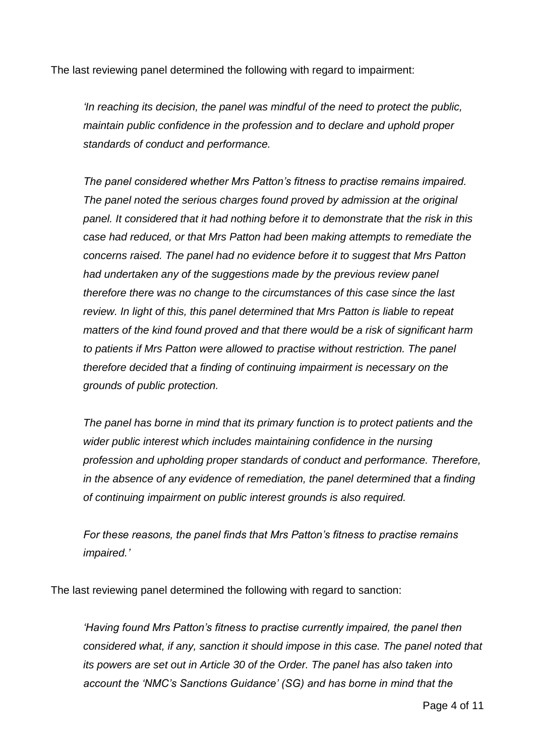The last reviewing panel determined the following with regard to impairment:

> *'In reaching its decision, the panel was mindful of the need to protect the public, maintain public confidence in the profession and to declare and uphold proper standards of conduct and performance.*
>
> *The panel considered whether Mrs Patton's fitness to practise remains impaired. The panel noted the serious charges found proved by admission at the original panel. It considered that it had nothing before it to demonstrate that the risk in this case had reduced, or that Mrs Patton had been making attempts to remediate the concerns raised. The panel had no evidence before it to suggest that Mrs Patton had undertaken any of the suggestions made by the previous review panel therefore there was no change to the circumstances of this case since the last review. In light of this, this panel determined that Mrs Patton is liable to repeat matters of the kind found proved and that there would be a risk of significant harm to patients if Mrs Patton were allowed to practise without restriction. The panel therefore decided that a finding of continuing impairment is necessary on the grounds of public protection.*
>
> *The panel has borne in mind that its primary function is to protect patients and the wider public interest which includes maintaining confidence in the nursing profession and upholding proper standards of conduct and performance. Therefore, in the absence of any evidence of remediation, the panel determined that a finding of continuing impairment on public interest grounds is also required.*
>
> *For these reasons, the panel finds that Mrs Patton's fitness to practise remains impaired.'*

The last reviewing panel determined the following with regard to sanction:

> *'Having found Mrs Patton's fitness to practise currently impaired, the panel then considered what, if any, sanction it should impose in this case. The panel noted that its powers are set out in Article 30 of the Order. The panel has also taken into account the 'NMC's Sanctions Guidance' (SG) and has borne in mind that the*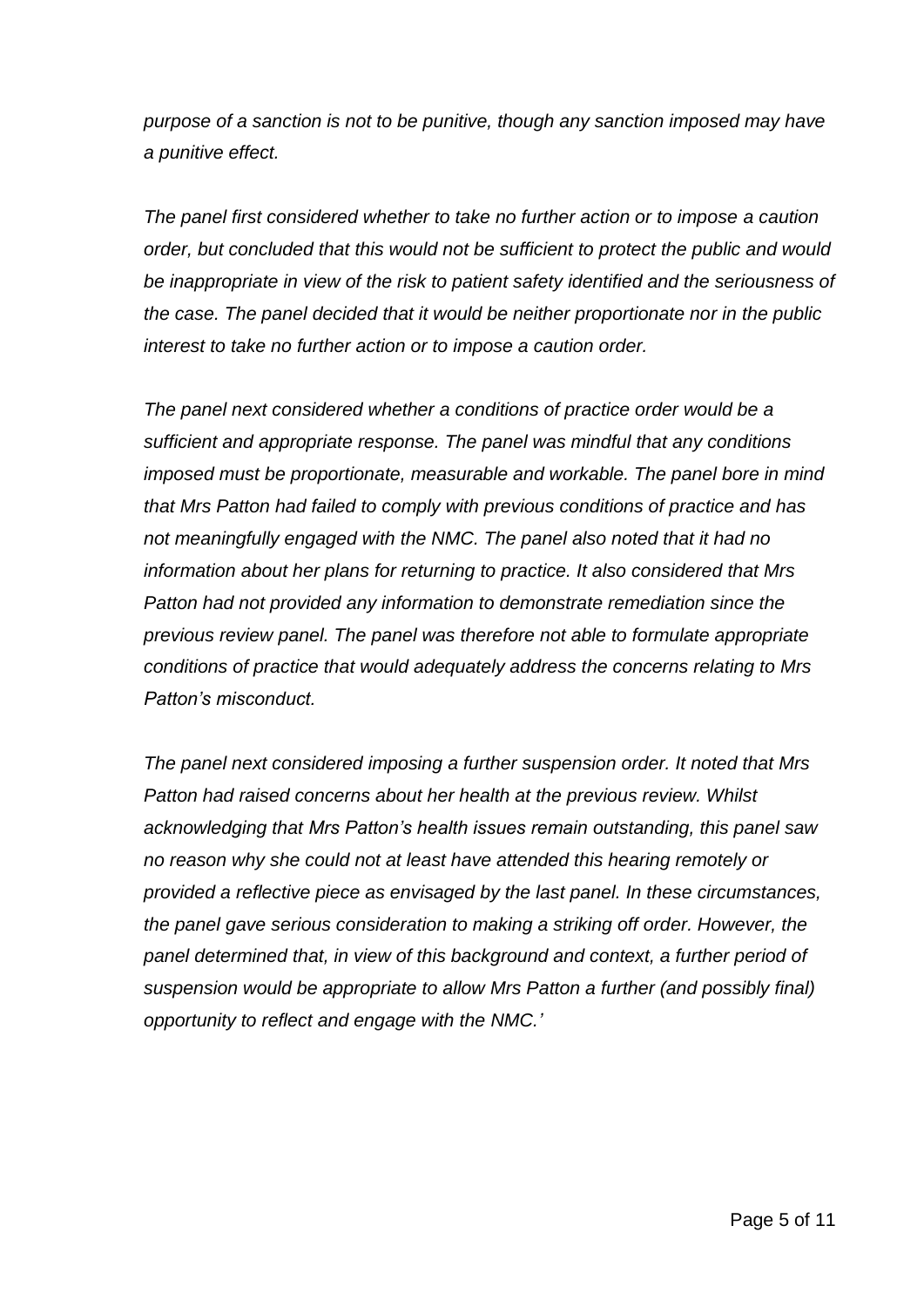*purpose of a sanction is not to be punitive, though any sanction imposed may have a punitive effect.*

*The panel first considered whether to take no further action or to impose a caution order, but concluded that this would not be sufficient to protect the public and would be inappropriate in view of the risk to patient safety identified and the seriousness of the case. The panel decided that it would be neither proportionate nor in the public interest to take no further action or to impose a caution order.*

*The panel next considered whether a conditions of practice order would be a sufficient and appropriate response. The panel was mindful that any conditions imposed must be proportionate, measurable and workable. The panel bore in mind that Mrs Patton had failed to comply with previous conditions of practice and has not meaningfully engaged with the NMC. The panel also noted that it had no information about her plans for returning to practice. It also considered that Mrs Patton had not provided any information to demonstrate remediation since the previous review panel. The panel was therefore not able to formulate appropriate conditions of practice that would adequately address the concerns relating to Mrs Patton's misconduct.*

*The panel next considered imposing a further suspension order. It noted that Mrs Patton had raised concerns about her health at the previous review. Whilst acknowledging that Mrs Patton's health issues remain outstanding, this panel saw no reason why she could not at least have attended this hearing remotely or provided a reflective piece as envisaged by the last panel. In these circumstances, the panel gave serious consideration to making a striking off order. However, the panel determined that, in view of this background and context, a further period of suspension would be appropriate to allow Mrs Patton a further (and possibly final) opportunity to reflect and engage with the NMC.'*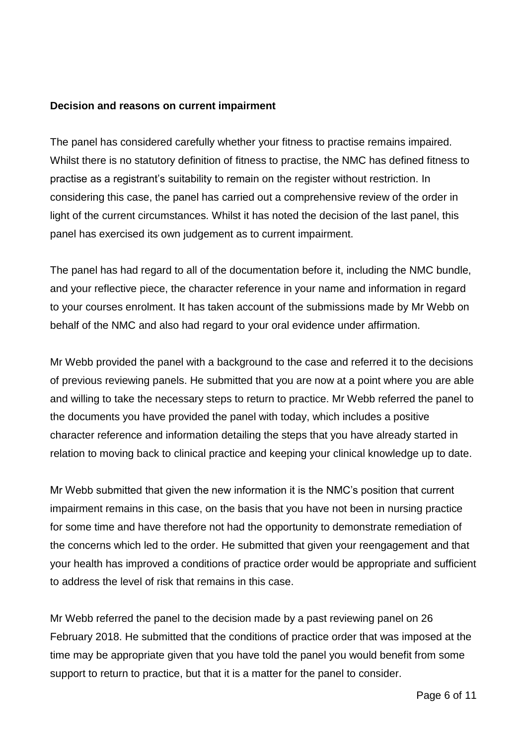**Decision and reasons on current impairment**

The panel has considered carefully whether your fitness to practise remains impaired. Whilst there is no statutory definition of fitness to practise, the NMC has defined fitness to practise as a registrant's suitability to remain on the register without restriction. In considering this case, the panel has carried out a comprehensive review of the order in light of the current circumstances. Whilst it has noted the decision of the last panel, this panel has exercised its own judgement as to current impairment.

The panel has had regard to all of the documentation before it, including the NMC bundle, and your reflective piece, the character reference in your name and information in regard to your courses enrolment. It has taken account of the submissions made by Mr Webb on behalf of the NMC and also had regard to your oral evidence under affirmation.

Mr Webb provided the panel with a background to the case and referred it to the decisions of previous reviewing panels. He submitted that you are now at a point where you are able and willing to take the necessary steps to return to practice. Mr Webb referred the panel to the documents you have provided the panel with today, which includes a positive character reference and information detailing the steps that you have already started in relation to moving back to clinical practice and keeping your clinical knowledge up to date.

Mr Webb submitted that given the new information it is the NMC's position that current impairment remains in this case, on the basis that you have not been in nursing practice for some time and have therefore not had the opportunity to demonstrate remediation of the concerns which led to the order. He submitted that given your reengagement and that your health has improved a conditions of practice order would be appropriate and sufficient to address the level of risk that remains in this case.

Mr Webb referred the panel to the decision made by a past reviewing panel on 26 February 2018. He submitted that the conditions of practice order that was imposed at the time may be appropriate given that you have told the panel you would benefit from some support to return to practice, but that it is a matter for the panel to consider.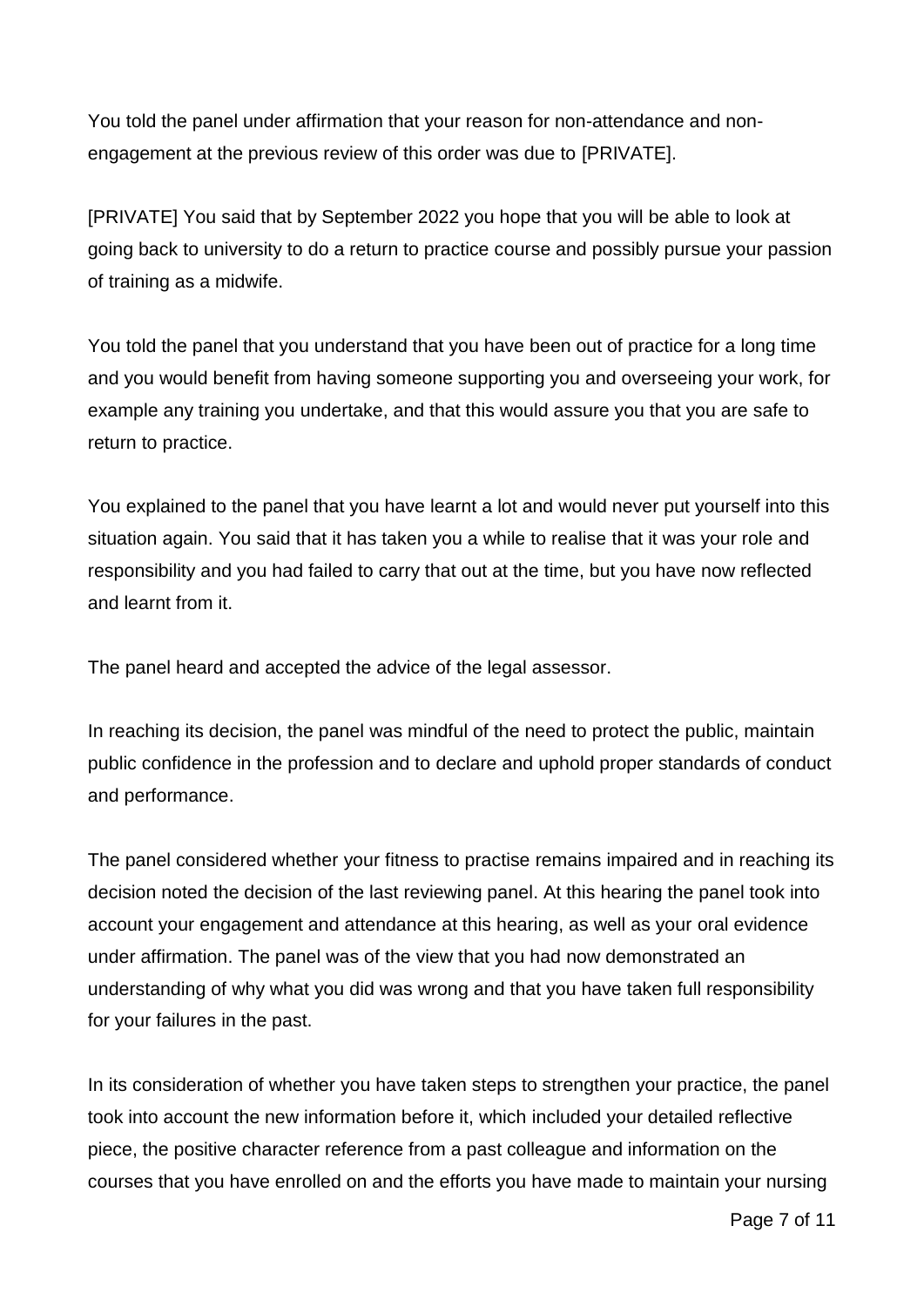You told the panel under affirmation that your reason for non-attendance and non-engagement at the previous review of this order was due to [PRIVATE].

[PRIVATE] You said that by September 2022 you hope that you will be able to look at going back to university to do a return to practice course and possibly pursue your passion of training as a midwife.

You told the panel that you understand that you have been out of practice for a long time and you would benefit from having someone supporting you and overseeing your work, for example any training you undertake, and that this would assure you that you are safe to return to practice.

You explained to the panel that you have learnt a lot and would never put yourself into this situation again. You said that it has taken you a while to realise that it was your role and responsibility and you had failed to carry that out at the time, but you have now reflected and learnt from it.

The panel heard and accepted the advice of the legal assessor.

In reaching its decision, the panel was mindful of the need to protect the public, maintain public confidence in the profession and to declare and uphold proper standards of conduct and performance.

The panel considered whether your fitness to practise remains impaired and in reaching its decision noted the decision of the last reviewing panel. At this hearing the panel took into account your engagement and attendance at this hearing, as well as your oral evidence under affirmation. The panel was of the view that you had now demonstrated an understanding of why what you did was wrong and that you have taken full responsibility for your failures in the past.

In its consideration of whether you have taken steps to strengthen your practice, the panel took into account the new information before it, which included your detailed reflective piece, the positive character reference from a past colleague and information on the courses that you have enrolled on and the efforts you have made to maintain your nursing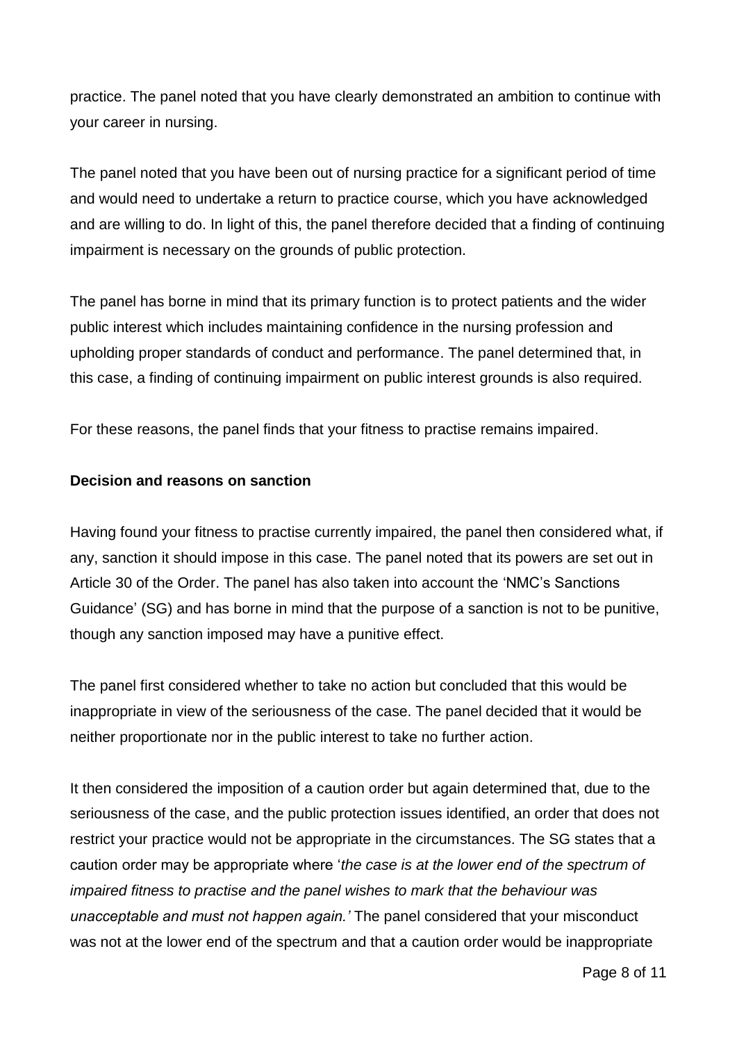practice. The panel noted that you have clearly demonstrated an ambition to continue with your career in nursing.

The panel noted that you have been out of nursing practice for a significant period of time and would need to undertake a return to practice course, which you have acknowledged and are willing to do. In light of this, the panel therefore decided that a finding of continuing impairment is necessary on the grounds of public protection.

The panel has borne in mind that its primary function is to protect patients and the wider public interest which includes maintaining confidence in the nursing profession and upholding proper standards of conduct and performance. The panel determined that, in this case, a finding of continuing impairment on public interest grounds is also required.

For these reasons, the panel finds that your fitness to practise remains impaired.

**Decision and reasons on sanction**

Having found your fitness to practise currently impaired, the panel then considered what, if any, sanction it should impose in this case. The panel noted that its powers are set out in Article 30 of the Order. The panel has also taken into account the 'NMC's Sanctions Guidance' (SG) and has borne in mind that the purpose of a sanction is not to be punitive, though any sanction imposed may have a punitive effect.

The panel first considered whether to take no action but concluded that this would be inappropriate in view of the seriousness of the case. The panel decided that it would be neither proportionate nor in the public interest to take no further action.

It then considered the imposition of a caution order but again determined that, due to the seriousness of the case, and the public protection issues identified, an order that does not restrict your practice would not be appropriate in the circumstances. The SG states that a caution order may be appropriate where '*the case is at the lower end of the spectrum of impaired fitness to practise and the panel wishes to mark that the behaviour was unacceptable and must not happen again.'* The panel considered that your misconduct was not at the lower end of the spectrum and that a caution order would be inappropriate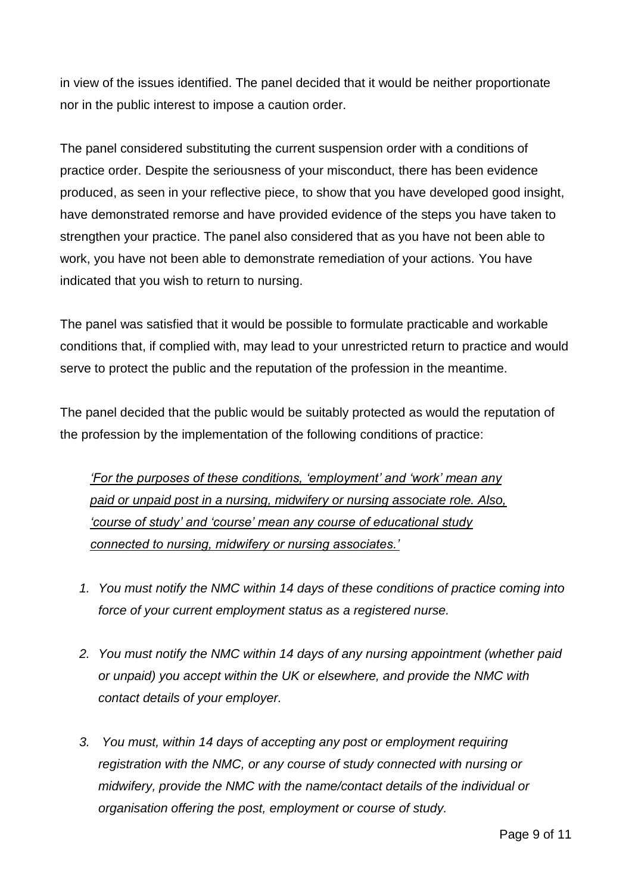in view of the issues identified. The panel decided that it would be neither proportionate nor in the public interest to impose a caution order.

The panel considered substituting the current suspension order with a conditions of practice order. Despite the seriousness of your misconduct, there has been evidence produced, as seen in your reflective piece, to show that you have developed good insight, have demonstrated remorse and have provided evidence of the steps you have taken to strengthen your practice. The panel also considered that as you have not been able to work, you have not been able to demonstrate remediation of your actions. You have indicated that you wish to return to nursing.

The panel was satisfied that it would be possible to formulate practicable and workable conditions that, if complied with, may lead to your unrestricted return to practice and would serve to protect the public and the reputation of the profession in the meantime.

The panel decided that the public would be suitably protected as would the reputation of the profession by the implementation of the following conditions of practice:

> *'For the purposes of these conditions, 'employment' and 'work' mean any paid or unpaid post in a nursing, midwifery or nursing associate role. Also, 'course of study' and 'course' mean any course of educational study connected to nursing, midwifery or nursing associates.'*

1. *You must notify the NMC within 14 days of these conditions of practice coming into force of your current employment status as a registered nurse.*

2. *You must notify the NMC within 14 days of any nursing appointment (whether paid or unpaid) you accept within the UK or elsewhere, and provide the NMC with contact details of your employer.*

3. *You must, within 14 days of accepting any post or employment requiring registration with the NMC, or any course of study connected with nursing or midwifery, provide the NMC with the name/contact details of the individual or organisation offering the post, employment or course of study.*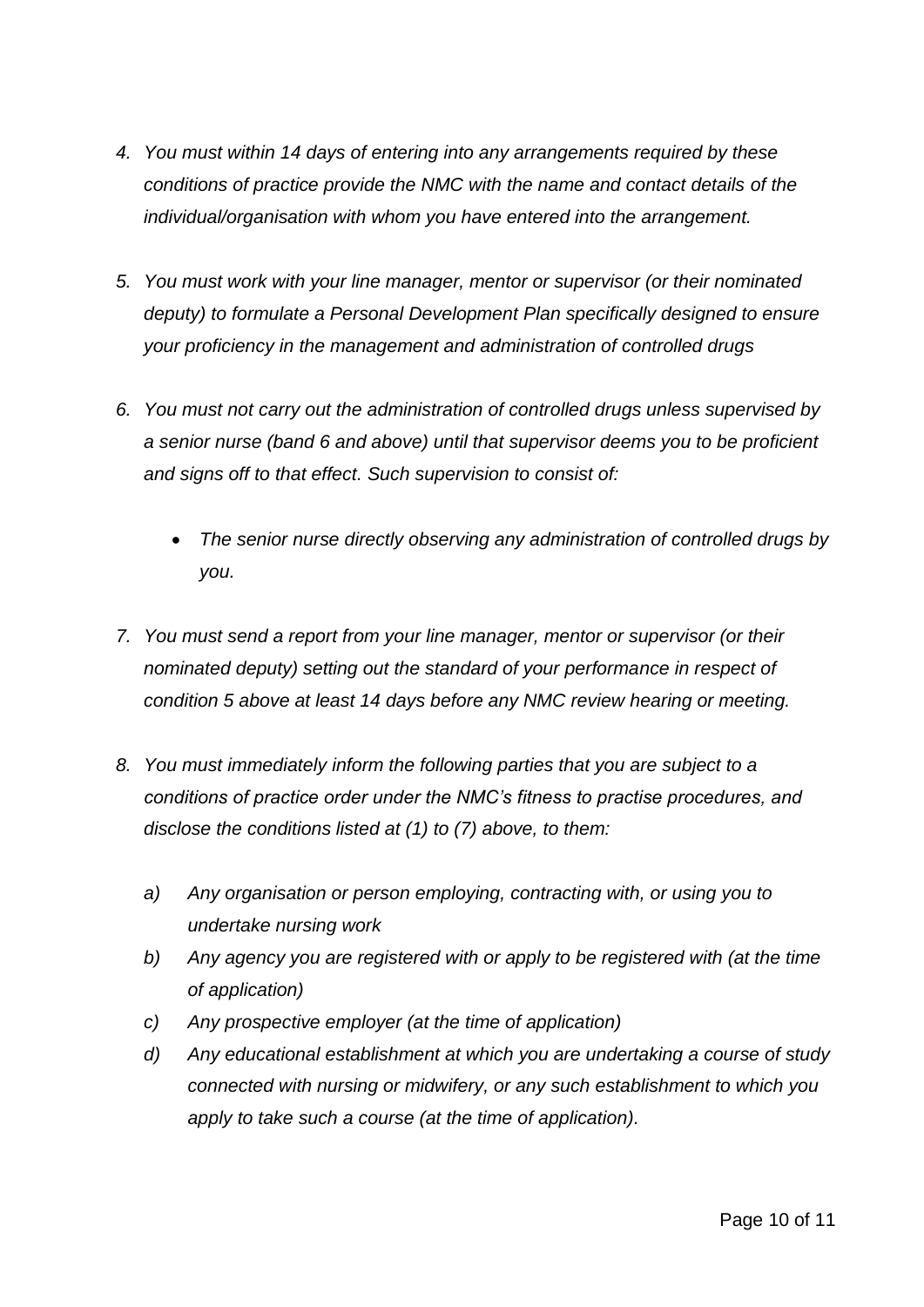4. *You must within 14 days of entering into any arrangements required by these conditions of practice provide the NMC with the name and contact details of the individual/organisation with whom you have entered into the arrangement.*

5. *You must work with your line manager, mentor or supervisor (or their nominated deputy) to formulate a Personal Development Plan specifically designed to ensure your proficiency in the management and administration of controlled drugs*

6. *You must not carry out the administration of controlled drugs unless supervised by a senior nurse (band 6 and above) until that supervisor deems you to be proficient and signs off to that effect. Such supervision to consist of:*

    - *The senior nurse directly observing any administration of controlled drugs by you.*

7. *You must send a report from your line manager, mentor or supervisor (or their nominated deputy) setting out the standard of your performance in respect of condition 5 above at least 14 days before any NMC review hearing or meeting.*

8. *You must immediately inform the following parties that you are subject to a conditions of practice order under the NMC's fitness to practise procedures, and disclose the conditions listed at (1) to (7) above, to them:*

    *a) Any organisation or person employing, contracting with, or using you to undertake nursing work*

    *b) Any agency you are registered with or apply to be registered with (at the time of application)*

    *c) Any prospective employer (at the time of application)*

    *d) Any educational establishment at which you are undertaking a course of study connected with nursing or midwifery, or any such establishment to which you apply to take such a course (at the time of application).*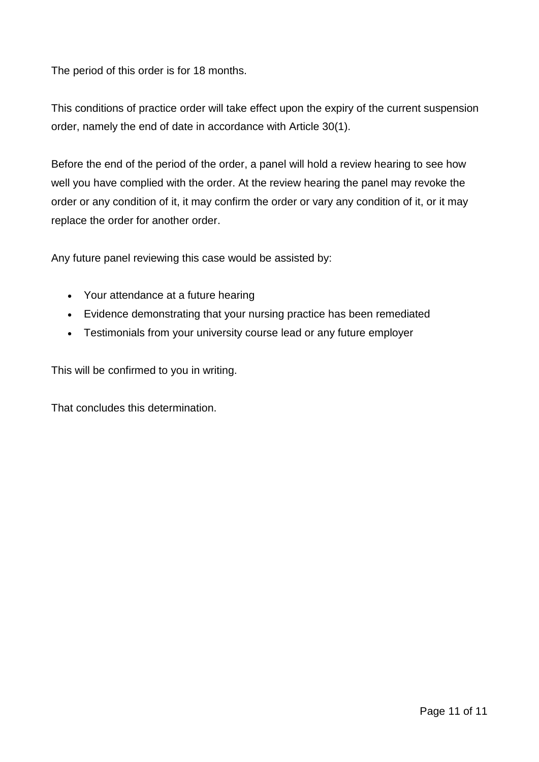The period of this order is for 18 months.

This conditions of practice order will take effect upon the expiry of the current suspension order, namely the end of date in accordance with Article 30(1).

Before the end of the period of the order, a panel will hold a review hearing to see how well you have complied with the order. At the review hearing the panel may revoke the order or any condition of it, it may confirm the order or vary any condition of it, or it may replace the order for another order.

Any future panel reviewing this case would be assisted by:

- Your attendance at a future hearing
- Evidence demonstrating that your nursing practice has been remediated
- Testimonials from your university course lead or any future employer

This will be confirmed to you in writing.

That concludes this determination.